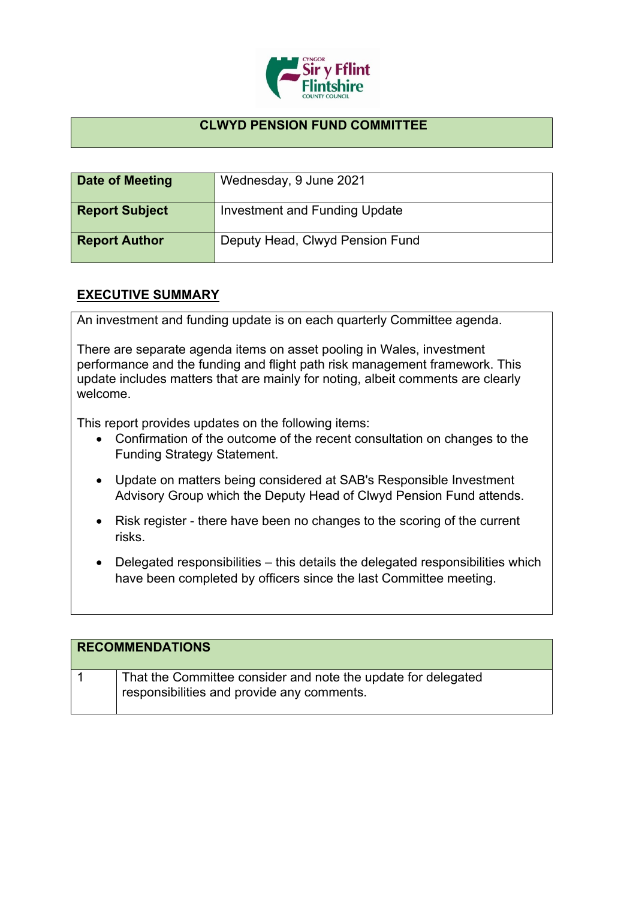# CLWYD PENSION FUND COMMITTEE

| Date of Meeting | Wednesday, 9 June 2021 |
|---|---|
| Report Subject | Investment and Funding Update |
| Report Author | Deputy Head, Clwyd Pension Fund |

## EXECUTIVE SUMMARY

An investment and funding update is on each quarterly Committee agenda.

There are separate agenda items on asset pooling in Wales, investment performance and the funding and flight path risk management framework. This update includes matters that are mainly for noting, albeit comments are clearly welcome.

This report provides updates on the following items:

- Confirmation of the outcome of the recent consultation on changes to the Funding Strategy Statement.
- Update on matters being considered at SAB's Responsible Investment Advisory Group which the Deputy Head of Clwyd Pension Fund attends.
- Risk register - there have been no changes to the scoring of the current risks.
- Delegated responsibilities – this details the delegated responsibilities which have been completed by officers since the last Committee meeting.

| RECOMMENDATIONS | |
|---|---|
| 1 | That the Committee consider and note the update for delegated responsibilities and provide any comments. |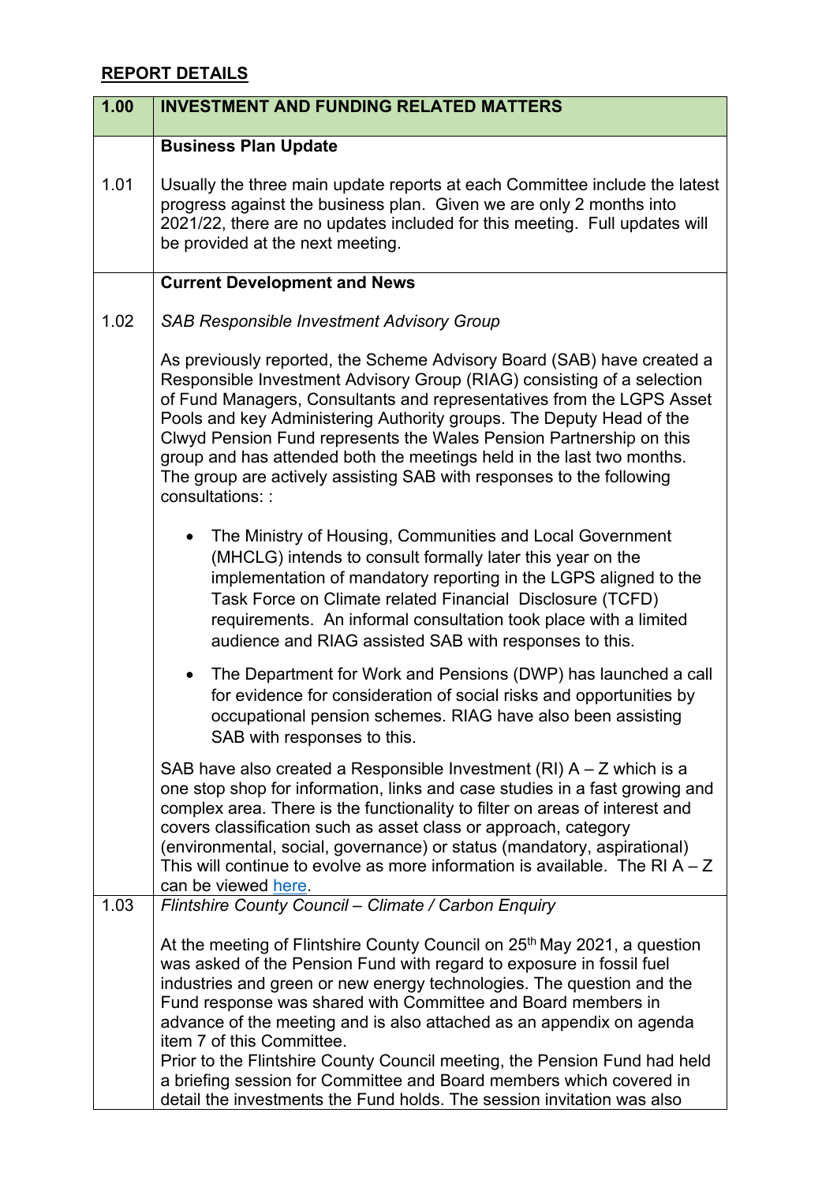## REPORT DETAILS

| 1.00 | INVESTMENT AND FUNDING RELATED MATTERS |
|---|---|
| | **Business Plan Update** |
| 1.01 | Usually the three main update reports at each Committee include the latest progress against the business plan. Given we are only 2 months into 2021/22, there are no updates included for this meeting. Full updates will be provided at the next meeting. |
| | **Current Development and News** |
| 1.02 | *SAB Responsible Investment Advisory Group*<br><br>As previously reported, the Scheme Advisory Board (SAB) have created a Responsible Investment Advisory Group (RIAG) consisting of a selection of Fund Managers, Consultants and representatives from the LGPS Asset Pools and key Administering Authority groups. The Deputy Head of the Clwyd Pension Fund represents the Wales Pension Partnership on this group and has attended both the meetings held in the last two months. The group are actively assisting SAB with responses to the following consultations: :<br><br>• The Ministry of Housing, Communities and Local Government (MHCLG) intends to consult formally later this year on the implementation of mandatory reporting in the LGPS aligned to the Task Force on Climate related Financial Disclosure (TCFD) requirements. An informal consultation took place with a limited audience and RIAG assisted SAB with responses to this.<br><br>• The Department for Work and Pensions (DWP) has launched a call for evidence for consideration of social risks and opportunities by occupational pension schemes. RIAG have also been assisting SAB with responses to this.<br><br>SAB have also created a Responsible Investment (RI) A – Z which is a one stop shop for information, links and case studies in a fast growing and complex area. There is the functionality to filter on areas of interest and covers classification such as asset class or approach, category (environmental, social, governance) or status (mandatory, aspirational) This will continue to evolve as more information is available. The RI A – Z can be viewed here. |
| 1.03 | *Flintshire County Council – Climate / Carbon Enquiry*<br><br>At the meeting of Flintshire County Council on 25th May 2021, a question was asked of the Pension Fund with regard to exposure in fossil fuel industries and green or new energy technologies. The question and the Fund response was shared with Committee and Board members in advance of the meeting and is also attached as an appendix on agenda item 7 of this Committee.<br>Prior to the Flintshire County Council meeting, the Pension Fund had held a briefing session for Committee and Board members which covered in detail the investments the Fund holds. The session invitation was also |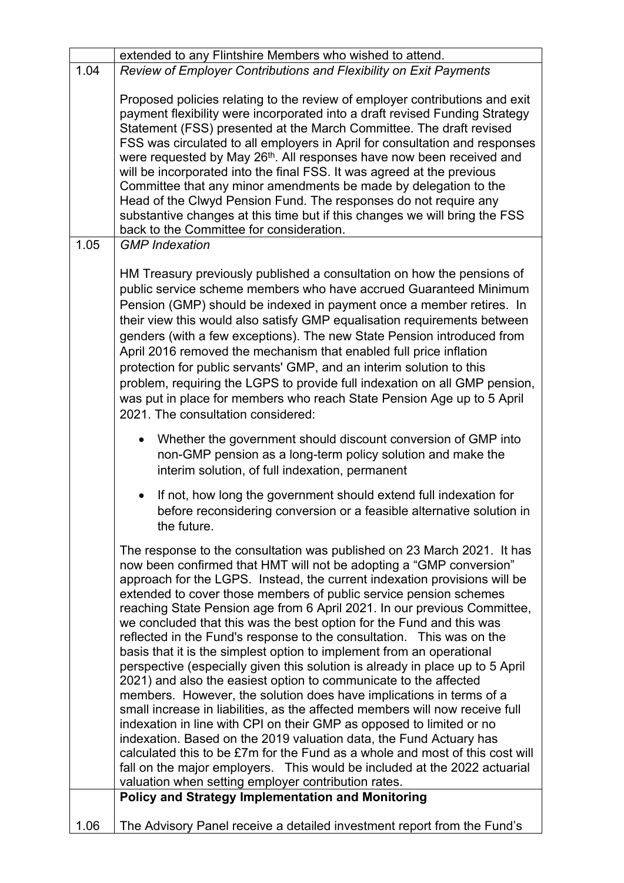|  | extended to any Flintshire Members who wished to attend. |
|---|---|
| 1.04 | *Review of Employer Contributions and Flexibility on Exit Payments*<br><br>Proposed policies relating to the review of employer contributions and exit payment flexibility were incorporated into a draft revised Funding Strategy Statement (FSS) presented at the March Committee. The draft revised FSS was circulated to all employers in April for consultation and responses were requested by May 26th. All responses have now been received and will be incorporated into the final FSS. It was agreed at the previous Committee that any minor amendments be made by delegation to the Head of the Clwyd Pension Fund. The responses do not require any substantive changes at this time but if this changes we will bring the FSS back to the Committee for consideration. |
| 1.05 | *GMP Indexation*<br><br>HM Treasury previously published a consultation on how the pensions of public service scheme members who have accrued Guaranteed Minimum Pension (GMP) should be indexed in payment once a member retires. In their view this would also satisfy GMP equalisation requirements between genders (with a few exceptions). The new State Pension introduced from April 2016 removed the mechanism that enabled full price inflation protection for public servants' GMP, and an interim solution to this problem, requiring the LGPS to provide full indexation on all GMP pension, was put in place for members who reach State Pension Age up to 5 April 2021. The consultation considered:<br><br>• Whether the government should discount conversion of GMP into non-GMP pension as a long-term policy solution and make the interim solution, of full indexation, permanent<br><br>• If not, how long the government should extend full indexation for before reconsidering conversion or a feasible alternative solution in the future.<br><br>The response to the consultation was published on 23 March 2021. It has now been confirmed that HMT will not be adopting a "GMP conversion" approach for the LGPS. Instead, the current indexation provisions will be extended to cover those members of public service pension schemes reaching State Pension age from 6 April 2021. In our previous Committee, we concluded that this was the best option for the Fund and this was reflected in the Fund's response to the consultation. This was on the basis that it is the simplest option to implement from an operational perspective (especially given this solution is already in place up to 5 April 2021) and also the easiest option to communicate to the affected members. However, the solution does have implications in terms of a small increase in liabilities, as the affected members will now receive full indexation in line with CPI on their GMP as opposed to limited or no indexation. Based on the 2019 valuation data, the Fund Actuary has calculated this to be £7m for the Fund as a whole and most of this cost will fall on the major employers. This would be included at the 2022 actuarial valuation when setting employer contribution rates. |
|  | **Policy and Strategy Implementation and Monitoring** |
| 1.06 | The Advisory Panel receive a detailed investment report from the Fund's |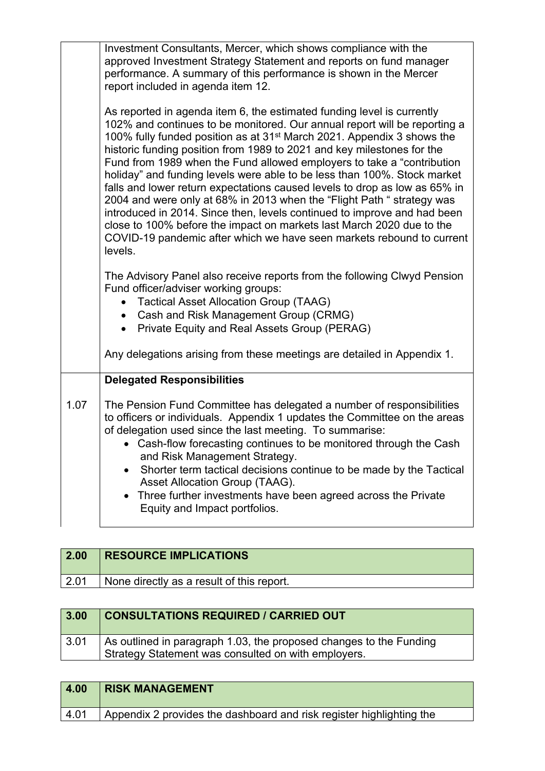| | |
|---|---|
| | Investment Consultants, Mercer, which shows compliance with the approved Investment Strategy Statement and reports on fund manager performance. A summary of this performance is shown in the Mercer report included in agenda item 12.<br><br>As reported in agenda item 6, the estimated funding level is currently 102% and continues to be monitored. Our annual report will be reporting a 100% fully funded position as at 31st March 2021. Appendix 3 shows the historic funding position from 1989 to 2021 and key milestones for the Fund from 1989 when the Fund allowed employers to take a "contribution holiday" and funding levels were able to be less than 100%. Stock market falls and lower return expectations caused levels to drop as low as 65% in 2004 and were only at 68% in 2013 when the "Flight Path " strategy was introduced in 2014. Since then, levels continued to improve and had been close to 100% before the impact on markets last March 2020 due to the COVID-19 pandemic after which we have seen markets rebound to current levels.<br><br>The Advisory Panel also receive reports from the following Clwyd Pension Fund officer/adviser working groups:<br>• Tactical Asset Allocation Group (TAAG)<br>• Cash and Risk Management Group (CRMG)<br>• Private Equity and Real Assets Group (PERAG)<br><br>Any delegations arising from these meetings are detailed in Appendix 1. |
| | **Delegated Responsibilities** |
| 1.07 | The Pension Fund Committee has delegated a number of responsibilities to officers or individuals. Appendix 1 updates the Committee on the areas of delegation used since the last meeting. To summarise:<br>• Cash-flow forecasting continues to be monitored through the Cash and Risk Management Strategy.<br>• Shorter term tactical decisions continue to be made by the Tactical Asset Allocation Group (TAAG).<br>• Three further investments have been agreed across the Private Equity and Impact portfolios. |

| 2.00 | RESOURCE IMPLICATIONS |
|---|---|
| 2.01 | None directly as a result of this report. |

| 3.00 | CONSULTATIONS REQUIRED / CARRIED OUT |
|---|---|
| 3.01 | As outlined in paragraph 1.03, the proposed changes to the Funding Strategy Statement was consulted on with employers. |

| 4.00 | RISK MANAGEMENT |
|---|---|
| 4.01 | Appendix 2 provides the dashboard and risk register highlighting the |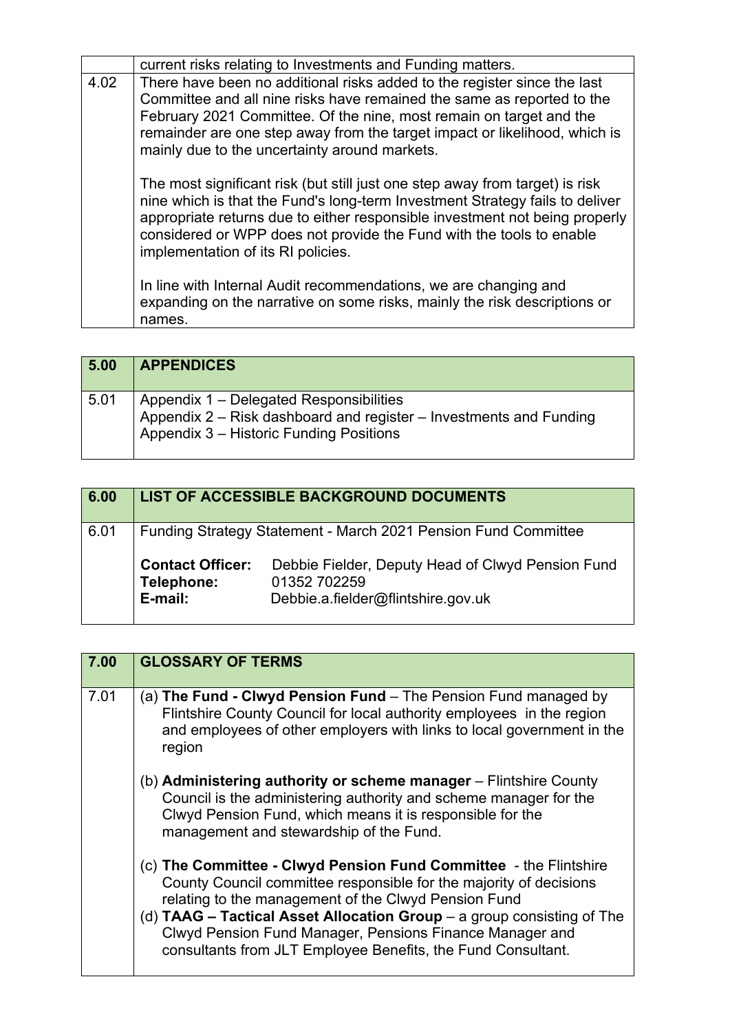|  | current risks relating to Investments and Funding matters. |
|---|---|
| 4.02 | There have been no additional risks added to the register since the last Committee and all nine risks have remained the same as reported to the February 2021 Committee. Of the nine, most remain on target and the remainder are one step away from the target impact or likelihood, which is mainly due to the uncertainty around markets.<br><br>The most significant risk (but still just one step away from target) is risk nine which is that the Fund's long-term Investment Strategy fails to deliver appropriate returns due to either responsible investment not being properly considered or WPP does not provide the Fund with the tools to enable implementation of its RI policies.<br><br>In line with Internal Audit recommendations, we are changing and expanding on the narrative on some risks, mainly the risk descriptions or names. |

| 5.00 | APPENDICES |
|---|---|
| 5.01 | Appendix 1 – Delegated Responsibilities<br>Appendix 2 – Risk dashboard and register – Investments and Funding<br>Appendix 3 – Historic Funding Positions |

| 6.00 | LIST OF ACCESSIBLE BACKGROUND DOCUMENTS |
|---|---|
| 6.01 | Funding Strategy Statement - March 2021 Pension Fund Committee<br><br>**Contact Officer:** Debbie Fielder, Deputy Head of Clwyd Pension Fund<br>**Telephone:** 01352 702259<br>**E-mail:** Debbie.a.fielder@flintshire.gov.uk |

| 7.00 | GLOSSARY OF TERMS |
|---|---|
| 7.01 | (a) **The Fund - Clwyd Pension Fund** – The Pension Fund managed by Flintshire County Council for local authority employees in the region and employees of other employers with links to local government in the region<br><br>(b) **Administering authority or scheme manager** – Flintshire County Council is the administering authority and scheme manager for the Clwyd Pension Fund, which means it is responsible for the management and stewardship of the Fund.<br><br>(c) **The Committee - Clwyd Pension Fund Committee** - the Flintshire County Council committee responsible for the majority of decisions relating to the management of the Clwyd Pension Fund<br>(d) **TAAG – Tactical Asset Allocation Group** – a group consisting of The Clwyd Pension Fund Manager, Pensions Finance Manager and consultants from JLT Employee Benefits, the Fund Consultant. |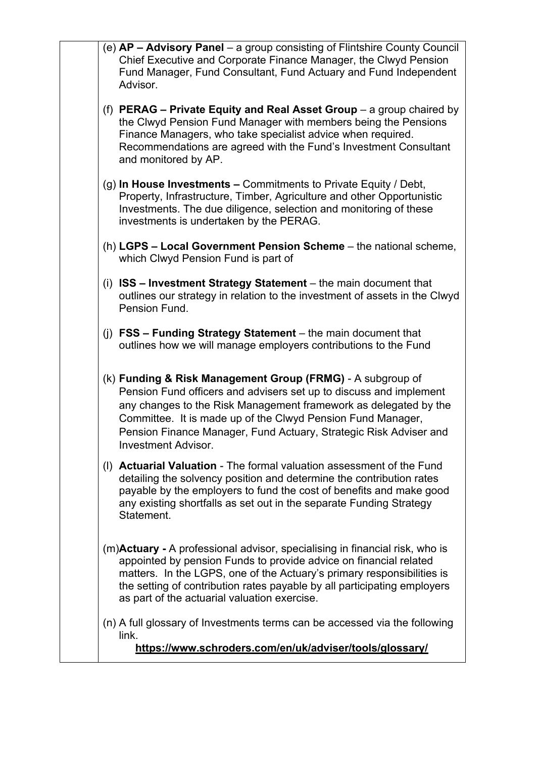(e) **AP – Advisory Panel** – a group consisting of Flintshire County Council Chief Executive and Corporate Finance Manager, the Clwyd Pension Fund Manager, Fund Consultant, Fund Actuary and Fund Independent Advisor.

(f) **PERAG – Private Equity and Real Asset Group** – a group chaired by the Clwyd Pension Fund Manager with members being the Pensions Finance Managers, who take specialist advice when required. Recommendations are agreed with the Fund's Investment Consultant and monitored by AP.

(g) **In House Investments –** Commitments to Private Equity / Debt, Property, Infrastructure, Timber, Agriculture and other Opportunistic Investments. The due diligence, selection and monitoring of these investments is undertaken by the PERAG.

(h) **LGPS – Local Government Pension Scheme** – the national scheme, which Clwyd Pension Fund is part of

(i) **ISS – Investment Strategy Statement** – the main document that outlines our strategy in relation to the investment of assets in the Clwyd Pension Fund.

(j) **FSS – Funding Strategy Statement** – the main document that outlines how we will manage employers contributions to the Fund

(k) **Funding & Risk Management Group (FRMG)** - A subgroup of Pension Fund officers and advisers set up to discuss and implement any changes to the Risk Management framework as delegated by the Committee. It is made up of the Clwyd Pension Fund Manager, Pension Finance Manager, Fund Actuary, Strategic Risk Adviser and Investment Advisor.

(l) **Actuarial Valuation** - The formal valuation assessment of the Fund detailing the solvency position and determine the contribution rates payable by the employers to fund the cost of benefits and make good any existing shortfalls as set out in the separate Funding Strategy Statement.

(m) **Actuary -** A professional advisor, specialising in financial risk, who is appointed by pension Funds to provide advice on financial related matters. In the LGPS, one of the Actuary's primary responsibilities is the setting of contribution rates payable by all participating employers as part of the actuarial valuation exercise.

(n) A full glossary of Investments terms can be accessed via the following link.

**https://www.schroders.com/en/uk/adviser/tools/glossary/**